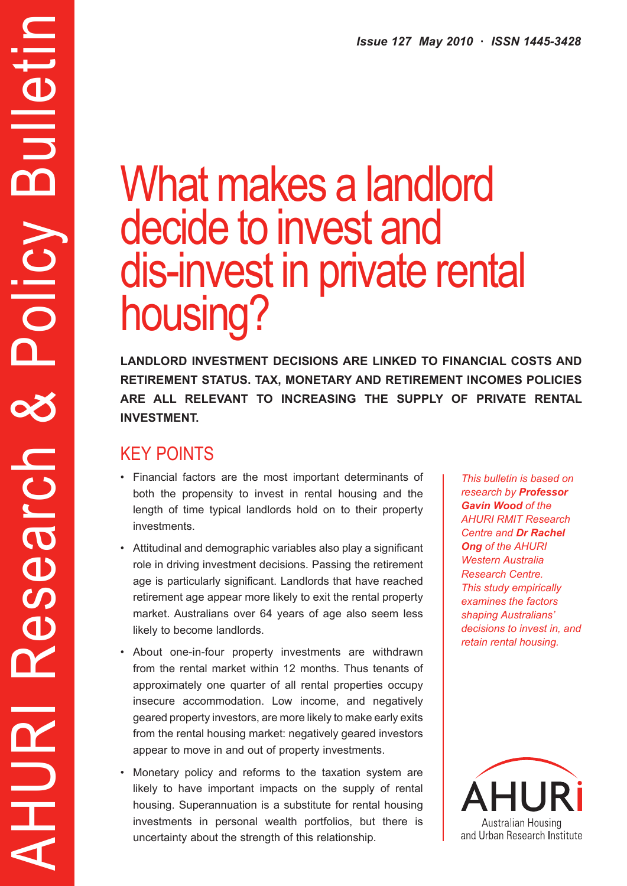*Issue 127 May 2010 · ISSN 1445-3428*

# What makes a landlord decide to invest and dis-invest in private rental housing?

**LANDLORD INVESTMENT DECISIONS ARE LINKED TO FINANCIAL COSTS AND RETIREMENT STATUS. TAX, MONETARY AND RETIREMENT INCOMES POLICIES ARE ALL RELEVANT TO INCREASING THE SUPPLY OF PRIVATE RENTAL INVESTMENT.**

## KEY POINTS

- Financial factors are the most important determinants of both the propensity to invest in rental housing and the length of time typical landlords hold on to their property investments.
- Attitudinal and demographic variables also play a significant role in driving investment decisions. Passing the retirement age is particularly significant. Landlords that have reached retirement age appear more likely to exit the rental property market. Australians over 64 years of age also seem less likely to become landlords.
- About one-in-four property investments are withdrawn from the rental market within 12 months. Thus tenants of approximately one quarter of all rental properties occupy insecure accommodation. Low income, and negatively geared property investors, are more likely to make early exits from the rental housing market: negatively geared investors appear to move in and out of property investments.
- Monetary policy and reforms to the taxation system are likely to have important impacts on the supply of rental housing. Superannuation is a substitute for rental housing investments in personal wealth portfolios, but there is uncertainty about the strength of this relationship.

*This bulletin is based on research by **Professor Gavin Wood** of the AHURI RMIT Research Centre and **Dr Rachel Ong** of the AHURI Western Australia Research Centre. This study empirically examines the factors shaping Australians' decisions to invest in, and retain rental housing.*

AHURI Australian Housing and Urban Research Institute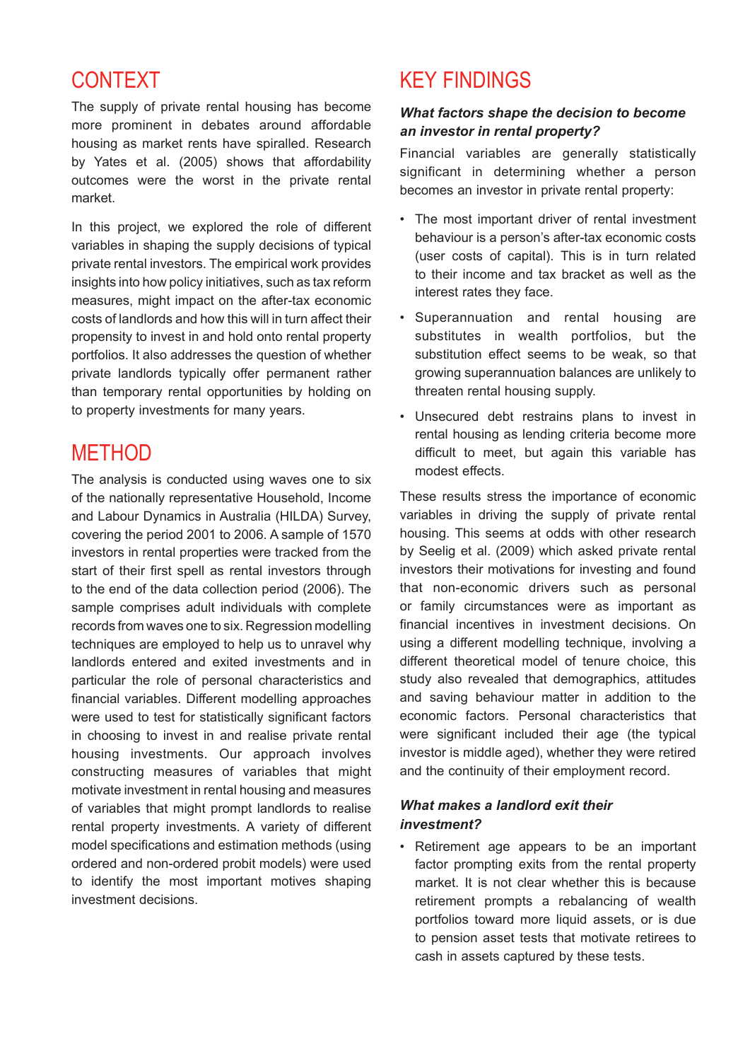## CONTEXT

The supply of private rental housing has become more prominent in debates around affordable housing as market rents have spiralled. Research by Yates et al. (2005) shows that affordability outcomes were the worst in the private rental market.

In this project, we explored the role of different variables in shaping the supply decisions of typical private rental investors. The empirical work provides insights into how policy initiatives, such as tax reform measures, might impact on the after-tax economic costs of landlords and how this will in turn affect their propensity to invest in and hold onto rental property portfolios. It also addresses the question of whether private landlords typically offer permanent rather than temporary rental opportunities by holding on to property investments for many years.

## METHOD

The analysis is conducted using waves one to six of the nationally representative Household, Income and Labour Dynamics in Australia (HILDA) Survey, covering the period 2001 to 2006. A sample of 1570 investors in rental properties were tracked from the start of their first spell as rental investors through to the end of the data collection period (2006). The sample comprises adult individuals with complete records from waves one to six. Regression modelling techniques are employed to help us to unravel why landlords entered and exited investments and in particular the role of personal characteristics and financial variables. Different modelling approaches were used to test for statistically significant factors in choosing to invest in and realise private rental housing investments. Our approach involves constructing measures of variables that might motivate investment in rental housing and measures of variables that might prompt landlords to realise rental property investments. A variety of different model specifications and estimation methods (using ordered and non-ordered probit models) were used to identify the most important motives shaping investment decisions.

## KEY FINDINGS

### *What factors shape the decision to become an investor in rental property?*

Financial variables are generally statistically significant in determining whether a person becomes an investor in private rental property:

- The most important driver of rental investment behaviour is a person's after-tax economic costs (user costs of capital). This is in turn related to their income and tax bracket as well as the interest rates they face.
- Superannuation and rental housing are substitutes in wealth portfolios, but the substitution effect seems to be weak, so that growing superannuation balances are unlikely to threaten rental housing supply.
- Unsecured debt restrains plans to invest in rental housing as lending criteria become more difficult to meet, but again this variable has modest effects.

These results stress the importance of economic variables in driving the supply of private rental housing. This seems at odds with other research by Seelig et al. (2009) which asked private rental investors their motivations for investing and found that non-economic drivers such as personal or family circumstances were as important as financial incentives in investment decisions. On using a different modelling technique, involving a different theoretical model of tenure choice, this study also revealed that demographics, attitudes and saving behaviour matter in addition to the economic factors. Personal characteristics that were significant included their age (the typical investor is middle aged), whether they were retired and the continuity of their employment record.

### *What makes a landlord exit their investment?*

- Retirement age appears to be an important factor prompting exits from the rental property market. It is not clear whether this is because retirement prompts a rebalancing of wealth portfolios toward more liquid assets, or is due to pension asset tests that motivate retirees to cash in assets captured by these tests.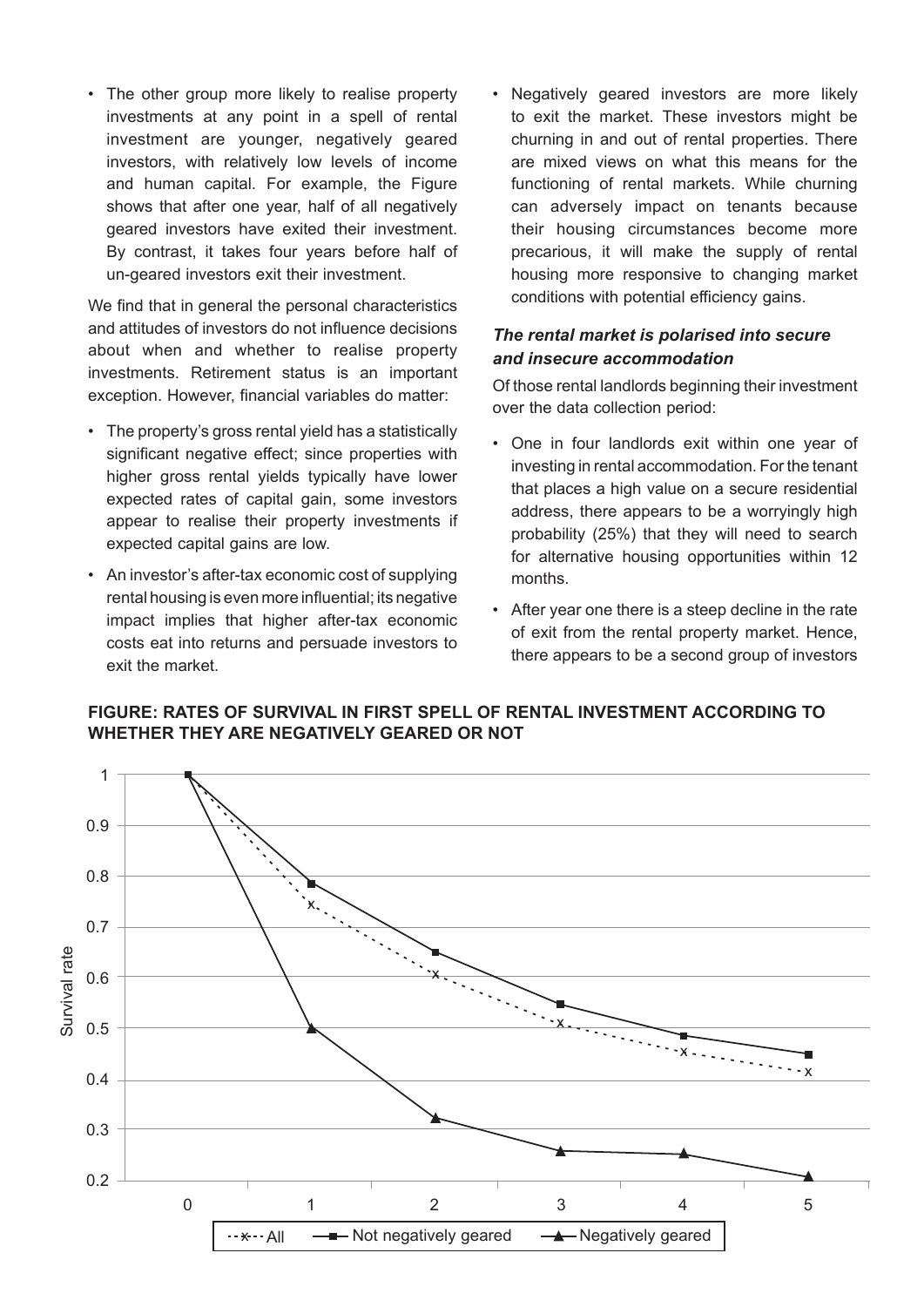- The other group more likely to realise property investments at any point in a spell of rental investment are younger, negatively geared investors, with relatively low levels of income and human capital. For example, the Figure shows that after one year, half of all negatively geared investors have exited their investment. By contrast, it takes four years before half of un-geared investors exit their investment.

We find that in general the personal characteristics and attitudes of investors do not influence decisions about when and whether to realise property investments. Retirement status is an important exception. However, financial variables do matter:

- The property's gross rental yield has a statistically significant negative effect; since properties with higher gross rental yields typically have lower expected rates of capital gain, some investors appear to realise their property investments if expected capital gains are low.
- An investor's after-tax economic cost of supplying rental housing is even more influential; its negative impact implies that higher after-tax economic costs eat into returns and persuade investors to exit the market.
- Negatively geared investors are more likely to exit the market. These investors might be churning in and out of rental properties. There are mixed views on what this means for the functioning of rental markets. While churning can adversely impact on tenants because their housing circumstances become more precarious, it will make the supply of rental housing more responsive to changing market conditions with potential efficiency gains.

### *The rental market is polarised into secure and insecure accommodation*

Of those rental landlords beginning their investment over the data collection period:

- One in four landlords exit within one year of investing in rental accommodation. For the tenant that places a high value on a secure residential address, there appears to be a worryingly high probability (25%) that they will need to search for alternative housing opportunities within 12 months.
- After year one there is a steep decline in the rate of exit from the rental property market. Hence, there appears to be a second group of investors

**FIGURE: RATES OF SURVIVAL IN FIRST SPELL OF RENTAL INVESTMENT ACCORDING TO WHETHER THEY ARE NEGATIVELY GEARED OR NOT**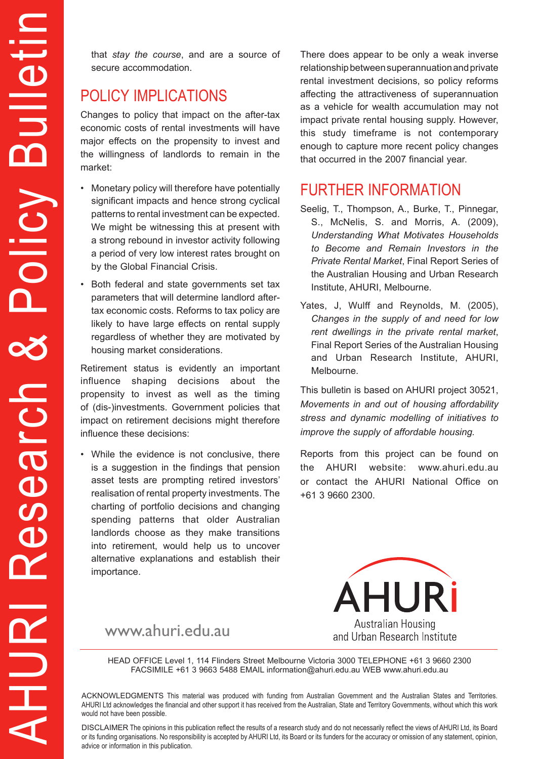that *stay the course*, and are a source of secure accommodation.

## POLICY IMPLICATIONS

Changes to policy that impact on the after-tax economic costs of rental investments will have major effects on the propensity to invest and the willingness of landlords to remain in the market:

- Monetary policy will therefore have potentially significant impacts and hence strong cyclical patterns to rental investment can be expected. We might be witnessing this at present with a strong rebound in investor activity following a period of very low interest rates brought on by the Global Financial Crisis.
- Both federal and state governments set tax parameters that will determine landlord after-tax economic costs. Reforms to tax policy are likely to have large effects on rental supply regardless of whether they are motivated by housing market considerations.

Retirement status is evidently an important influence shaping decisions about the propensity to invest as well as the timing of (dis-)investments. Government policies that impact on retirement decisions might therefore influence these decisions:

- While the evidence is not conclusive, there is a suggestion in the findings that pension asset tests are prompting retired investors' realisation of rental property investments. The charting of portfolio decisions and changing spending patterns that older Australian landlords choose as they make transitions into retirement, would help us to uncover alternative explanations and establish their importance.

There does appear to be only a weak inverse relationship between superannuation and private rental investment decisions, so policy reforms affecting the attractiveness of superannuation as a vehicle for wealth accumulation may not impact private rental housing supply. However, this study timeframe is not contemporary enough to capture more recent policy changes that occurred in the 2007 financial year.

## FURTHER INFORMATION

Seelig, T., Thompson, A., Burke, T., Pinnegar, S., McNelis, S. and Morris, A. (2009), *Understanding What Motivates Households to Become and Remain Investors in the Private Rental Market*, Final Report Series of the Australian Housing and Urban Research Institute, AHURI, Melbourne.

Yates, J, Wulff and Reynolds, M. (2005), *Changes in the supply of and need for low rent dwellings in the private rental market*, Final Report Series of the Australian Housing and Urban Research Institute, AHURI, Melbourne.

This bulletin is based on AHURI project 30521, *Movements in and out of housing affordability stress and dynamic modelling of initiatives to improve the supply of affordable housing.*

Reports from this project can be found on the AHURI website: www.ahuri.edu.au or contact the AHURI National Office on +61 3 9660 2300.

www.ahuri.edu.au

AHURI
Australian Housing and Urban Research Institute

HEAD OFFICE Level 1, 114 Flinders Street Melbourne Victoria 3000 TELEPHONE +61 3 9660 2300
FACSIMILE +61 3 9663 5488 EMAIL information@ahuri.edu.au WEB www.ahuri.edu.au

ACKNOWLEDGMENTS This material was produced with funding from Australian Government and the Australian States and Territories. AHURI Ltd acknowledges the financial and other support it has received from the Australian, State and Territory Governments, without which this work would not have been possible.

DISCLAIMER The opinions in this publication reflect the results of a research study and do not necessarily reflect the views of AHURI Ltd, its Board or its funding organisations. No responsibility is accepted by AHURI Ltd, its Board or its funders for the accuracy or omission of any statement, opinion, advice or information in this publication.